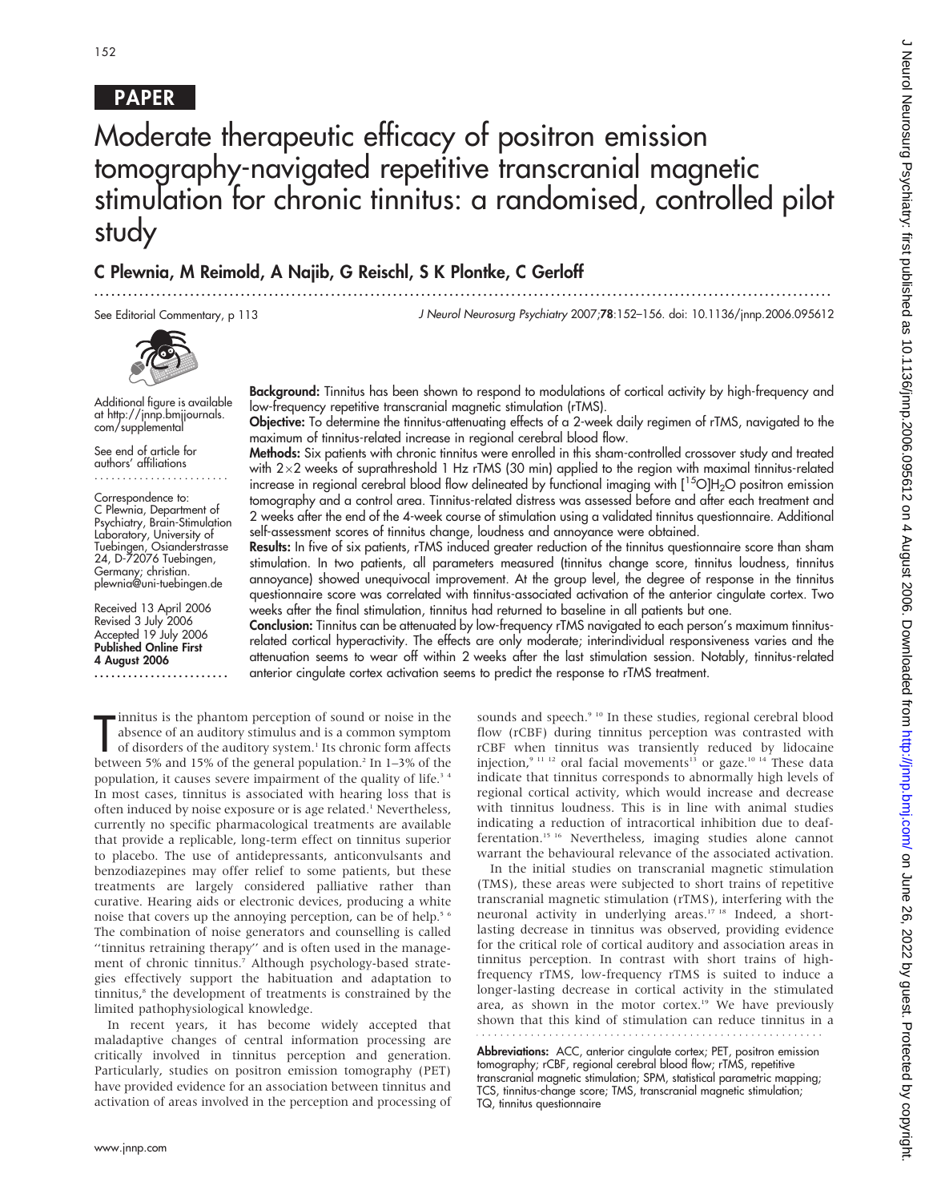PAPER

# Moderate therapeutic efficacy of positron emission tomography-navigated repetitive transcranial magnetic stimulation for chronic tinnitus: a randomised, controlled pilot study

**C Plewnia, M Reimold, A Najib, G Reischl, S K Plontke, C Gerloff**

See Editorial Commentary, p 113

Additional figure is available at http://jnnp.bmjjournals.com/supplemental

See end of article for authors' affiliations

Correspondence to: C Plewnia, Department of Psychiatry, Brain-Stimulation Laboratory, University of Tuebingen, Osianderstrasse 24, D-72076 Tuebingen, Germany; christian.plewnia@uni-tuebingen.de

Received 13 April 2006
Revised 3 July 2006
Accepted 19 July 2006
**Published Online First 4 August 2006**

**Background:** Tinnitus has been shown to respond to modulations of cortical activity by high-frequency and low-frequency repetitive transcranial magnetic stimulation (rTMS).

**Objective:** To determine the tinnitus-attenuating effects of a 2-week daily regimen of rTMS, navigated to the maximum of tinnitus-related increase in regional cerebral blood flow.

**Methods:** Six patients with chronic tinnitus were enrolled in this sham-controlled crossover study and treated with 2×2 weeks of suprathreshold 1 Hz rTMS (30 min) applied to the region with maximal tinnitus-related increase in regional cerebral blood flow delineated by functional imaging with [$^{15}$O]$H_2O$ positron emission tomography and a control area. Tinnitus-related distress was assessed before and after each treatment and 2 weeks after the end of the 4-week course of stimulation using a validated tinnitus questionnaire. Additional self-assessment scores of tinnitus change, loudness and annoyance were obtained.

**Results:** In five of six patients, rTMS induced greater reduction of the tinnitus questionnaire score than sham stimulation. In two patients, all parameters measured (tinnitus change score, tinnitus loudness, tinnitus annoyance) showed unequivocal improvement. At the group level, the degree of response in the tinnitus questionnaire score was correlated with tinnitus-associated activation of the anterior cingulate cortex. Two weeks after the final stimulation, tinnitus had returned to baseline in all patients but one.

**Conclusion:** Tinnitus can be attenuated by low-frequency rTMS navigated to each person's maximum tinnitus-related cortical hyperactivity. The effects are only moderate; interindividual responsiveness varies and the attenuation seems to wear off within 2 weeks after the last stimulation session. Notably, tinnitus-related anterior cingulate cortex activation seems to predict the response to rTMS treatment.

Tinnitus is the phantom perception of sound or noise in the absence of an auditory stimulus and is a common symptom of disorders of the auditory system.[1] Its chronic form affects between 5% and 15% of the general population.[2] In 1–3% of the population, it causes severe impairment of the quality of life.[3 4] In most cases, tinnitus is associated with hearing loss that is often induced by noise exposure or is age related.[1] Nevertheless, currently no specific pharmacological treatments are available that provide a replicable, long-term effect on tinnitus superior to placebo. The use of antidepressants, anticonvulsants and benzodiazepines may offer relief to some patients, but these treatments are largely considered palliative rather than curative. Hearing aids or electronic devices, producing a white noise that covers up the annoying perception, can be of help.[5 6] The combination of noise generators and counselling is called "tinnitus retraining therapy" and is often used in the management of chronic tinnitus.[7] Although psychology-based strategies effectively support the habituation and adaptation to tinnitus,[8] the development of treatments is constrained by the limited pathophysiological knowledge.

In recent years, it has become widely accepted that maladaptive changes of central information processing are critically involved in tinnitus perception and generation. Particularly, studies on positron emission tomography (PET) have provided evidence for an association between tinnitus and activation of areas involved in the perception and processing of sounds and speech.[9 10] In these studies, regional cerebral blood flow (rCBF) during tinnitus perception was contrasted with rCBF when tinnitus was transiently reduced by lidocaine injection,[9 11 12] oral facial movements[13] or gaze.[10 14] These data indicate that tinnitus corresponds to abnormally high levels of regional cortical activity, which would increase and decrease with tinnitus loudness. This is in line with animal studies indicating a reduction of intracortical inhibition due to deafferentation.[15 16] Nevertheless, imaging studies alone cannot warrant the behavioural relevance of the associated activation.

In the initial studies on transcranial magnetic stimulation (TMS), these areas were subjected to short trains of repetitive transcranial magnetic stimulation (rTMS), interfering with the neuronal activity in underlying areas.[17 18] Indeed, a short-lasting decrease in tinnitus was observed, providing evidence for the critical role of cortical auditory and association areas in tinnitus perception. In contrast with short trains of high-frequency rTMS, low-frequency rTMS is suited to induce a longer-lasting decrease in cortical activity in the stimulated area, as shown in the motor cortex.[19] We have previously shown that this kind of stimulation can reduce tinnitus in a

**Abbreviations:** ACC, anterior cingulate cortex; PET, positron emission tomography; rCBF, regional cerebral blood flow; rTMS, repetitive transcranial magnetic stimulation; SPM, statistical parametric mapping; TCS, tinnitus-change score; TMS, transcranial magnetic stimulation; TQ, tinnitus questionnaire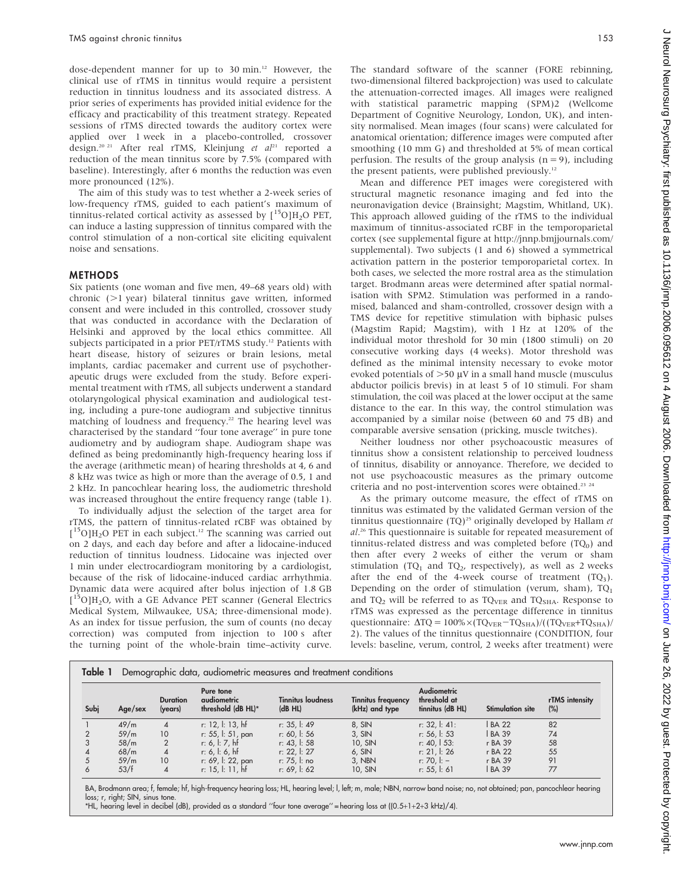dose-dependent manner for up to 30 min.[12] However, the clinical use of rTMS in tinnitus would require a persistent reduction in tinnitus loudness and its associated distress. A prior series of experiments has provided initial evidence for the efficacy and practicability of this treatment strategy. Repeated sessions of rTMS directed towards the auditory cortex were applied over 1 week in a placebo-controlled, crossover design.[20 21] After real rTMS, Kleinjung *et al*[21] reported a reduction of the mean tinnitus score by 7.5% (compared with baseline). Interestingly, after 6 months the reduction was even more pronounced (12%).

The aim of this study was to test whether a 2-week series of low-frequency rTMS, guided to each patient's maximum of tinnitus-related cortical activity as assessed by $[^{15}O]H_2O$ PET, can induce a lasting suppression of tinnitus compared with the control stimulation of a non-cortical site eliciting equivalent noise and sensations.

## METHODS

Six patients (one woman and five men, 49–68 years old) with chronic (>1 year) bilateral tinnitus gave written, informed consent and were included in this controlled, crossover study that was conducted in accordance with the Declaration of Helsinki and approved by the local ethics committee. All subjects participated in a prior PET/rTMS study.[12] Patients with heart disease, history of seizures or brain lesions, metal implants, cardiac pacemaker and current use of psychotherapeutic drugs were excluded from the study. Before experimental treatment with rTMS, all subjects underwent a standard otolaryngological physical examination and audiological testing, including a pure-tone audiogram and subjective tinnitus matching of loudness and frequency.[22] The hearing level was characterised by the standard "four tone average" in pure tone audiometry and by audiogram shape. Audiogram shape was defined as being predominantly high-frequency hearing loss if the average (arithmetic mean) of hearing thresholds at 4, 6 and 8 kHz was twice as high or more than the average of 0.5, 1 and 2 kHz. In pancochlear hearing loss, the audiometric threshold was increased throughout the entire frequency range (table 1).

To individually adjust the selection of the target area for rTMS, the pattern of tinnitus-related rCBF was obtained by $[^{15}O]H_2O$ PET in each subject.[12] The scanning was carried out on 2 days, and each day before and after a lidocaine-induced reduction of tinnitus loudness. Lidocaine was injected over 1 min under electrocardiogram monitoring by a cardiologist, because of the risk of lidocaine-induced cardiac arrhythmia. Dynamic data were acquired after bolus injection of 1.8 GB $[^{15}O]H_2O$, with a GE Advance PET scanner (General Electrics Medical System, Milwaukee, USA; three-dimensional mode). As an index for tissue perfusion, the sum of counts (no decay correction) was computed from injection to 100 s after the turning point of the whole-brain time–activity curve. The standard software of the scanner (FORE rebinning, two-dimensional filtered backprojection) was used to calculate the attenuation-corrected images. All images were realigned with statistical parametric mapping (SPM)2 (Wellcome Department of Cognitive Neurology, London, UK), and intensity normalised. Mean images (four scans) were calculated for anatomical orientation; difference images were computed after smoothing (10 mm G) and thresholded at 5% of mean cortical perfusion. The results of the group analysis (n = 9), including the present patients, were published previously.[12]

Mean and difference PET images were coregistered with structural magnetic resonance imaging and fed into the neuronavigation device (Brainsight; Magstim, Whitland, UK). This approach allowed guiding of the rTMS to the individual maximum of tinnitus-associated rCBF in the temporoparietal cortex (see supplemental figure at http://jnnp.bmjjournals.com/supplemental). Two subjects (1 and 6) showed a symmetrical activation pattern in the posterior temporoparietal cortex. In both cases, we selected the more rostral area as the stimulation target. Brodmann areas were determined after spatial normalisation with SPM2. Stimulation was performed in a randomised, balanced and sham-controlled, crossover design with a TMS device for repetitive stimulation with biphasic pulses (Magstim Rapid; Magstim), with 1 Hz at 120% of the individual motor threshold for 30 min (1800 stimuli) on 20 consecutive working days (4 weeks). Motor threshold was defined as the minimal intensity necessary to evoke motor evoked potentials of >50 µV in a small hand muscle (musculus abductor poilicis brevis) in at least 5 of 10 stimuli. For sham stimulation, the coil was placed at the lower occiput at the same distance to the ear. In this way, the control stimulation was accompanied by a similar noise (between 60 and 75 dB) and comparable aversive sensation (pricking, muscle twitches).

Neither loudness nor other psychoacoustic measures of tinnitus show a consistent relationship to perceived loudness of tinnitus, disability or annoyance. Therefore, we decided to not use psychoacoustic measures as the primary outcome criteria and no post-intervention scores were obtained.[23 24]

As the primary outcome measure, the effect of rTMS on tinnitus was estimated by the validated German version of the tinnitus questionnaire (TQ)[25] originally developed by Hallam *et al*.[26] This questionnaire is suitable for repeated measurement of tinnitus-related distress and was completed before ($TQ_0$) and then after every 2 weeks of either the verum or sham stimulation ($TQ_1$ and $TQ_2$, respectively), as well as 2 weeks after the end of the 4-week course of treatment ($TQ_3$). Depending on the order of stimulation (verum, sham), $TQ_1$ and $TQ_2$ will be referred to as $TQ_{VER}$ and $TQ_{SHA}$. Response to rTMS was expressed as the percentage difference in tinnitus questionnaire: $\Delta TQ = 100\% \times (TQ_{VER} - TQ_{SHA})/((TQ_{VER} + TQ_{SHA})/2)$. The values of the tinnitus questionnaire (CONDITION, four levels: baseline, verum, control, 2 weeks after treatment) were

**Table 1** Demographic data, audiometric measures and treatment conditions

| Subj | Age/sex | Duration (years) | Pure tone audiometric threshold (dB HL)* | Tinnitus loudness (dB HL) | Tinnitus frequency (kHz) and type | Audiometric threshold at tinnitus (dB HL) | Stimulation site | rTMS intensity (%) |
|---|---|---|---|---|---|---|---|---|
| 1 | 49/m | 4 | r: 12, l: 13, hf | r: 35, l: 49 | 8, SIN | r: 32, l: 41: | l BA 22 | 82 |
| 2 | 59/m | 10 | r: 55, l: 51, pan | r: 60, l: 56 | 3, SIN | r: 56, l: 53 | l BA 39 | 74 |
| 3 | 58/m | 2 | r: 6, l: 7, hf | r: 43, l: 58 | 10, SIN | r: 40, l 53: | r BA 39 | 58 |
| 4 | 68/m | 4 | r: 6, l: 6, hf | r: 22, l: 27 | 6, SIN | r: 21, l: 26 | r BA 22 | 55 |
| 5 | 59/m | 10 | r: 69, l: 22, pan | r: 75, l: no | 3, NBN | r: 70, l: – | r BA 39 | 91 |
| 6 | 53/f | 4 | r: 15, l: 11, hf | r: 69, l: 62 | 10, SIN | r: 55, l: 61 | l BA 39 | 77 |

BA, Brodmann area; f, female; hf, high-frequency hearing loss; HL, hearing level; l, left; m, male; NBN, narrow band noise; no, not obtained; pan, pancochlear hearing loss; r, right; SIN, sinus tone.
*HL, hearing level in decibel (dB), provided as a standard "four tone average" = hearing loss at ((0.5+1+2+3 kHz)/4).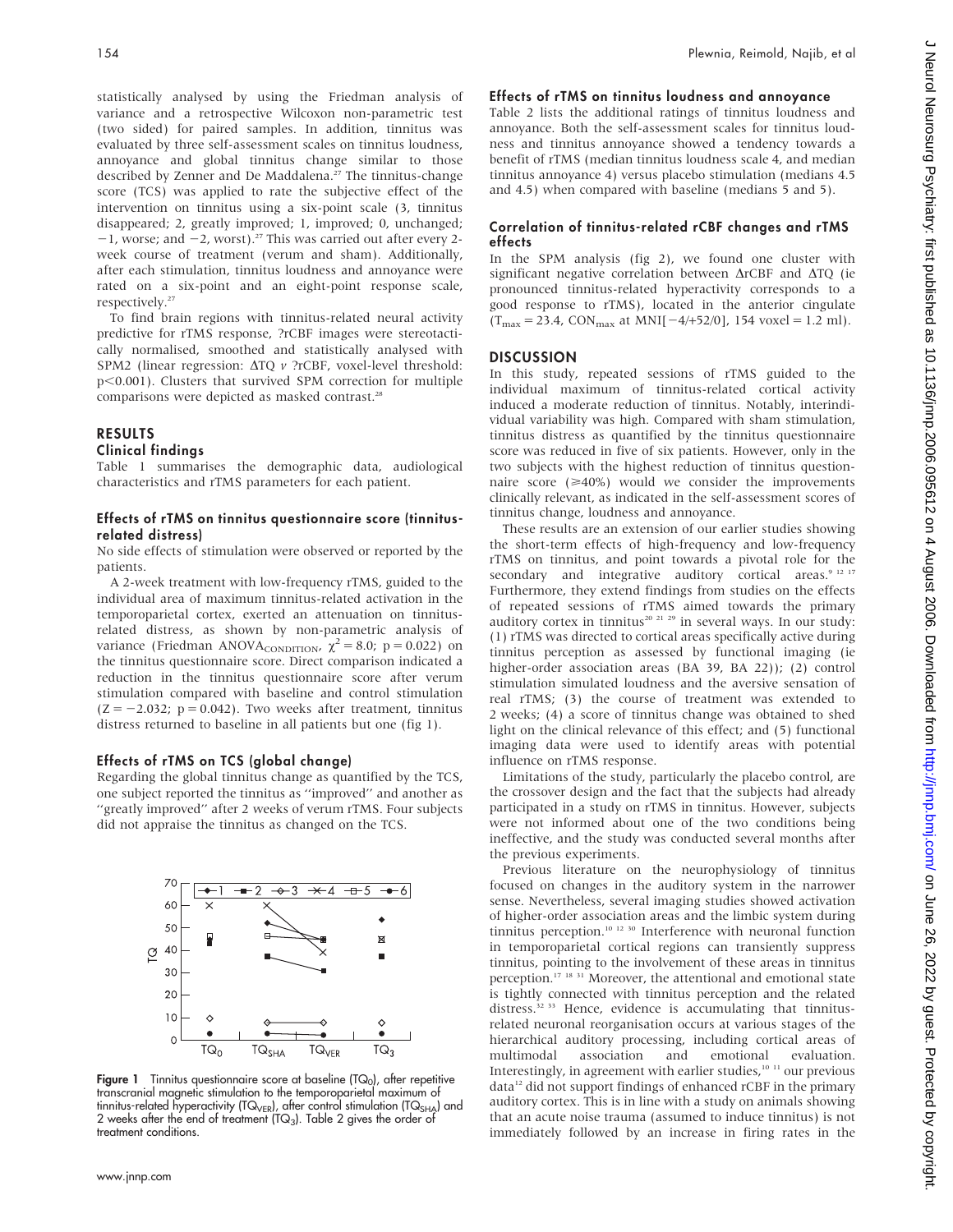statistically analysed by using the Friedman analysis of variance and a retrospective Wilcoxon non-parametric test (two sided) for paired samples. In addition, tinnitus was evaluated by three self-assessment scales on tinnitus loudness, annoyance and global tinnitus change similar to those described by Zenner and De Maddalena.[27] The tinnitus-change score (TCS) was applied to rate the subjective effect of the intervention on tinnitus using a six-point scale (3, tinnitus disappeared; 2, greatly improved; 1, improved; 0, unchanged; −1, worse; and −2, worst).[27] This was carried out after every 2-week course of treatment (verum and sham). Additionally, after each stimulation, tinnitus loudness and annoyance were rated on a six-point and an eight-point response scale, respectively.[27]

To find brain regions with tinnitus-related neural activity predictive for rTMS response, ?rCBF images were stereotactically normalised, smoothed and statistically analysed with SPM2 (linear regression: ΔTQ *v* ?rCBF, voxel-level threshold: $p<0.001$). Clusters that survived SPM correction for multiple comparisons were depicted as masked contrast.[28]

## RESULTS

### Clinical findings

Table 1 summarises the demographic data, audiological characteristics and rTMS parameters for each patient.

### Effects of rTMS on tinnitus questionnaire score (tinnitus-related distress)

No side effects of stimulation were observed or reported by the patients.

A 2-week treatment with low-frequency rTMS, guided to the individual area of maximum tinnitus-related activation in the temporoparietal cortex, exerted an attenuation on tinnitus-related distress, as shown by non-parametric analysis of variance (Friedman $ANOVA_{CONDITION}$, $\chi^2 = 8.0$; $p = 0.022$) on the tinnitus questionnaire score. Direct comparison indicated a reduction in the tinnitus questionnaire score after verum stimulation compared with baseline and control stimulation ($Z = -2.032$; $p = 0.042$). Two weeks after treatment, tinnitus distress returned to baseline in all patients but one (fig 1).

### Effects of rTMS on TCS (global change)

Regarding the global tinnitus change as quantified by the TCS, one subject reported the tinnitus as "improved" and another as "greatly improved" after 2 weeks of verum rTMS. Four subjects did not appraise the tinnitus as changed on the TCS.

**Figure 1** Tinnitus questionnaire score at baseline ($TQ_0$), after repetitive transcranial magnetic stimulation to the temporoparietal maximum of tinnitus-related hyperactivity ($TQ_{VER}$), after control stimulation ($TQ_{SHA}$) and 2 weeks after the end of treatment ($TQ_3$). Table 2 gives the order of treatment conditions.

### Effects of rTMS on tinnitus loudness and annoyance

Table 2 lists the additional ratings of tinnitus loudness and annoyance. Both the self-assessment scales for tinnitus loudness and tinnitus annoyance showed a tendency towards a benefit of rTMS (median tinnitus loudness scale 4, and median tinnitus annoyance 4) versus placebo stimulation (medians 4.5 and 4.5) when compared with baseline (medians 5 and 5).

### Correlation of tinnitus-related rCBF changes and rTMS effects

In the SPM analysis (fig 2), we found one cluster with significant negative correlation between ΔrCBF and ΔTQ (ie pronounced tinnitus-related hyperactivity corresponds to a good response to rTMS), located in the anterior cingulate ($T_{max} = 23.4$, $CON_{max}$ at MNI[−4/+52/0], 154 voxel = 1.2 ml).

## DISCUSSION

In this study, repeated sessions of rTMS guided to the individual maximum of tinnitus-related cortical activity induced a moderate reduction of tinnitus. Notably, interindividual variability was high. Compared with sham stimulation, tinnitus distress as quantified by the tinnitus questionnaire score was reduced in five of six patients. However, only in the two subjects with the highest reduction of tinnitus questionnaire score (⩾40%) would we consider the improvements clinically relevant, as indicated in the self-assessment scores of tinnitus change, loudness and annoyance.

These results are an extension of our earlier studies showing the short-term effects of high-frequency and low-frequency rTMS on tinnitus, and point towards a pivotal role for the secondary and integrative auditory cortical areas.[9 12 17] Furthermore, they extend findings from studies on the effects of repeated sessions of rTMS aimed towards the primary auditory cortex in tinnitus[20 21 29] in several ways. In our study: (1) rTMS was directed to cortical areas specifically active during tinnitus perception as assessed by functional imaging (ie higher-order association areas (BA 39, BA 22)); (2) control stimulation simulated loudness and the aversive sensation of real rTMS; (3) the course of treatment was extended to 2 weeks; (4) a score of tinnitus change was obtained to shed light on the clinical relevance of this effect; and (5) functional imaging data were used to identify areas with potential influence on rTMS response.

Limitations of the study, particularly the placebo control, are the crossover design and the fact that the subjects had already participated in a study on rTMS in tinnitus. However, subjects were not informed about one of the two conditions being ineffective, and the study was conducted several months after the previous experiments.

Previous literature on the neurophysiology of tinnitus focused on changes in the auditory system in the narrower sense. Nevertheless, several imaging studies showed activation of higher-order association areas and the limbic system during tinnitus perception.[10 12 30] Interference with neuronal function in temporoparietal cortical regions can transiently suppress tinnitus, pointing to the involvement of these areas in tinnitus perception.[17 18 31] Moreover, the attentional and emotional state is tightly connected with tinnitus perception and the related distress.[32 33] Hence, evidence is accumulating that tinnitus-related neuronal reorganisation occurs at various stages of the hierarchical auditory processing, including cortical areas of multimodal association and emotional evaluation. Interestingly, in agreement with earlier studies,[10 11] our previous data[12] did not support findings of enhanced rCBF in the primary auditory cortex. This is in line with a study on animals showing that an acute noise trauma (assumed to induce tinnitus) is not immediately followed by an increase in firing rates in the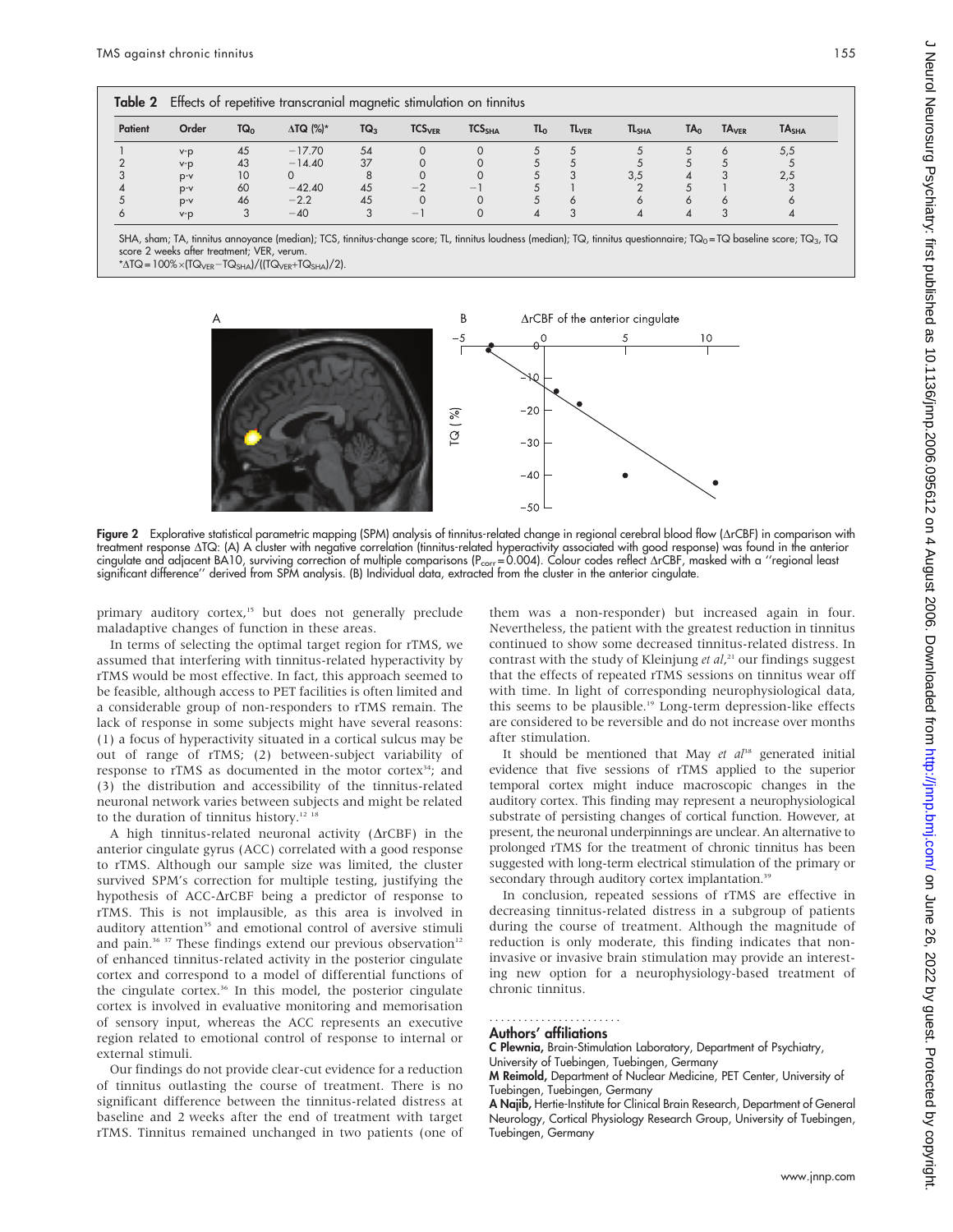**Table 2** Effects of repetitive transcranial magnetic stimulation on tinnitus

| Patient | Order | $TQ_0$ | $\Delta TQ$ (%)* | $TQ_3$ | $TCS_{VER}$ | $TCS_{SHA}$ | $TL_0$ | $TL_{VER}$ | $TL_{SHA}$ | $TA_0$ | $TA_{VER}$ | $TA_{SHA}$ |
|---|---|---|---|---|---|---|---|---|---|---|---|---|
| 1 | v-p | 45 | −17.70 | 54 | 0 | 0 | 5 | 5 | 5 | 5 | 6 | 5,5 |
| 2 | v-p | 43 | −14.40 | 37 | 0 | 0 | 5 | 5 | 5 | 5 | 5 | 5 |
| 3 | p-v | 10 | 0 | 8 | 0 | 0 | 5 | 3 | 3,5 | 4 | 3 | 2,5 |
| 4 | p-v | 60 | −42.40 | 45 | −2 | −1 | 5 | 1 | 2 | 5 | 1 | 3 |
| 5 | p-v | 46 | −2.2 | 45 | 0 | 0 | 5 | 6 | 6 | 6 | 6 | 6 |
| 6 | v-p | 3 | −40 | 3 | −1 | 0 | 4 | 3 | 4 | 4 | 3 | 4 |

SHA, sham; TA, tinnitus annoyance (median); TCS, tinnitus-change score; TL, tinnitus loudness (median); TQ, tinnitus questionnaire; $TQ_0$ = TQ baseline score; $TQ_3$, TQ score 2 weeks after treatment; VER, verum.
*$\Delta TQ = 100\% \times (TQ_{VER} - TQ_{SHA})/((TQ_{VER} + TQ_{SHA})/2)$.

**Figure 2** Explorative statistical parametric mapping (SPM) analysis of tinnitus-related change in regional cerebral blood flow (ΔrCBF) in comparison with treatment response ΔTQ: (A) A cluster with negative correlation (tinnitus-related hyperactivity associated with good response) was found in the anterior cingulate and adjacent BA10, surviving correction of multiple comparisons ($P_{corr}$ = 0.004). Colour codes reflect ΔrCBF, masked with a "regional least significant difference" derived from SPM analysis. (B) Individual data, extracted from the cluster in the anterior cingulate.

primary auditory cortex,[15] but does not generally preclude maladaptive changes of function in these areas.

In terms of selecting the optimal target region for rTMS, we assumed that interfering with tinnitus-related hyperactivity by rTMS would be most effective. In fact, this approach seemed to be feasible, although access to PET facilities is often limited and a considerable group of non-responders to rTMS remain. The lack of response in some subjects might have several reasons: (1) a focus of hyperactivity situated in a cortical sulcus may be out of range of rTMS; (2) between-subject variability of response to rTMS as documented in the motor cortex[34]; and (3) the distribution and accessibility of the tinnitus-related neuronal network varies between subjects and might be related to the duration of tinnitus history.[12 18]

A high tinnitus-related neuronal activity (ΔrCBF) in the anterior cingulate gyrus (ACC) correlated with a good response to rTMS. Although our sample size was limited, the cluster survived SPM's correction for multiple testing, justifying the hypothesis of ACC-ΔrCBF being a predictor of response to rTMS. This is not implausible, as this area is involved in auditory attention[35] and emotional control of aversive stimuli and pain.[36 37] These findings extend our previous observation[12] of enhanced tinnitus-related activity in the posterior cingulate cortex and correspond to a model of differential functions of the cingulate cortex.[36] In this model, the posterior cingulate cortex is involved in evaluative monitoring and memorisation of sensory input, whereas the ACC represents an executive region related to emotional control of response to internal or external stimuli.

Our findings do not provide clear-cut evidence for a reduction of tinnitus outlasting the course of treatment. There is no significant difference between the tinnitus-related distress at baseline and 2 weeks after the end of treatment with target rTMS. Tinnitus remained unchanged in two patients (one of them was a non-responder) but increased again in four. Nevertheless, the patient with the greatest reduction in tinnitus continued to show some decreased tinnitus-related distress. In contrast with the study of Kleinjung *et al*,[21] our findings suggest that the effects of repeated rTMS sessions on tinnitus wear off with time. In light of corresponding neurophysiological data, this seems to be plausible.[19] Long-term depression-like effects are considered to be reversible and do not increase over months after stimulation.

It should be mentioned that May *et al*[38] generated initial evidence that five sessions of rTMS applied to the superior temporal cortex might induce macroscopic changes in the auditory cortex. This finding may represent a neurophysiological substrate of persisting changes of cortical function. However, at present, the neuronal underpinnings are unclear. An alternative to prolonged rTMS for the treatment of chronic tinnitus has been suggested with long-term electrical stimulation of the primary or secondary through auditory cortex implantation.[39]

In conclusion, repeated sessions of rTMS are effective in decreasing tinnitus-related distress in a subgroup of patients during the course of treatment. Although the magnitude of reduction is only moderate, this finding indicates that non-invasive or invasive brain stimulation may provide an interesting new option for a neurophysiology-based treatment of chronic tinnitus.

## Authors' affiliations

**C Plewnia,** Brain-Stimulation Laboratory, Department of Psychiatry, University of Tuebingen, Tuebingen, Germany
**M Reimold,** Department of Nuclear Medicine, PET Center, University of Tuebingen, Tuebingen, Germany
**A Najib,** Hertie-Institute for Clinical Brain Research, Department of General Neurology, Cortical Physiology Research Group, University of Tuebingen, Tuebingen, Germany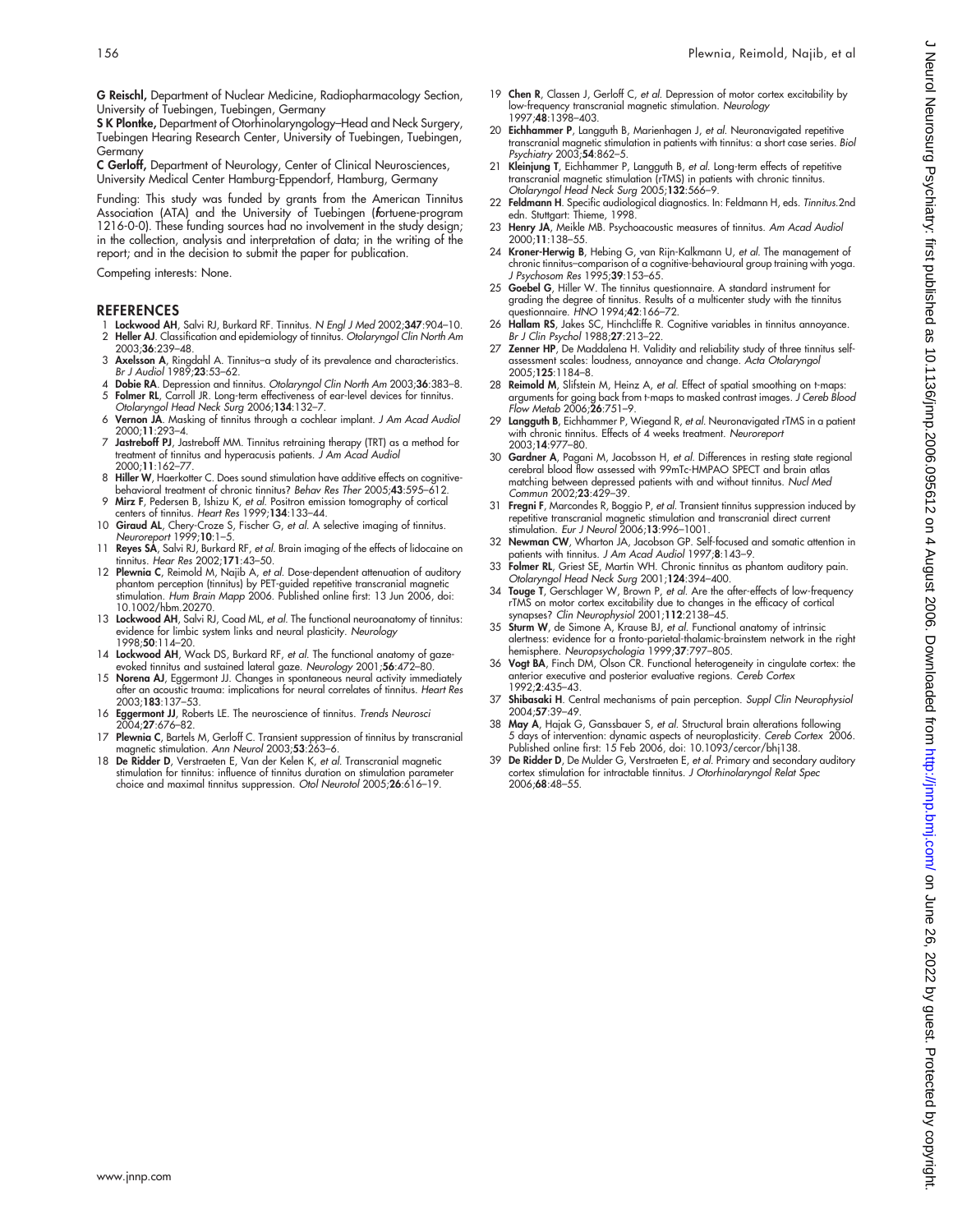**G Reischl,** Department of Nuclear Medicine, Radiopharmacology Section, University of Tuebingen, Tuebingen, Germany

**S K Plontke,** Department of Otorhinolaryngology–Head and Neck Surgery, Tuebingen Hearing Research Center, University of Tuebingen, Tuebingen, Germany

**C Gerloff,** Department of Neurology, Center of Clinical Neurosciences, University Medical Center Hamburg-Eppendorf, Hamburg, Germany

Funding: This study was funded by grants from the American Tinnitus Association (ATA) and the University of Tuebingen (*f*ortuene-program 1216-0-0). These funding sources had no involvement in the study design; in the collection, analysis and interpretation of data; in the writing of the report; and in the decision to submit the paper for publication.

Competing interests: None.

## REFERENCES

1. **Lockwood AH**, Salvi RJ, Burkard RF. Tinnitus. *N Engl J Med* 2002;**347**:904–10.
2. **Heller AJ**. Classification and epidemiology of tinnitus. *Otolaryngol Clin North Am* 2003;**36**:239–48.
3. **Axelsson A**, Ringdahl A. Tinnitus–a study of its prevalence and characteristics. *Br J Audiol* 1989;**23**:53–62.
4. **Dobie RA**. Depression and tinnitus. *Otolaryngol Clin North Am* 2003;**36**:383–8.
5. **Folmer RL**, Carroll JR. Long-term effectiveness of ear-level devices for tinnitus. *Otolaryngol Head Neck Surg* 2006;**134**:132–7.
6. **Vernon JA**. Masking of tinnitus through a cochlear implant. *J Am Acad Audiol* 2000;**11**:293–4.
7. **Jastreboff PJ**, Jastreboff MM. Tinnitus retraining therapy (TRT) as a method for treatment of tinnitus and hyperacusis patients. *J Am Acad Audiol* 2000;**11**:162–77.
8. **Hiller W**, Haerkotter C. Does sound stimulation have additive effects on cognitive-behavioral treatment of chronic tinnitus? *Behav Res Ther* 2005;**43**:595–612.
9. **Mirz F**, Pedersen B, Ishizu K, *et al*. Positron emission tomography of cortical centers of tinnitus. *Heart Res* 1999;**134**:133–44.
10. **Giraud AL**, Chery-Croze S, Fischer G, *et al*. A selective imaging of tinnitus. *Neuroreport* 1999;**10**:1–5.
11. **Reyes SA**, Salvi RJ, Burkard RF, *et al*. Brain imaging of the effects of lidocaine on tinnitus. *Hear Res* 2002;**171**:43–50.
12. **Plewnia C**, Reimold M, Najib A, *et al*. Dose-dependent attenuation of auditory phantom perception (tinnitus) by PET-guided repetitive transcranial magnetic stimulation. *Hum Brain Mapp* 2006. Published online first: 13 Jun 2006, doi: 10.1002/hbm.20270.
13. **Lockwood AH**, Salvi RJ, Coad ML, *et al*. The functional neuroanatomy of tinnitus: evidence for limbic system links and neural plasticity. *Neurology* 1998;**50**:114–20.
14. **Lockwood AH**, Wack DS, Burkard RF, *et al*. The functional anatomy of gaze-evoked tinnitus and sustained lateral gaze. *Neurology* 2001;**56**:472–80.
15. **Norena AJ**, Eggermont JJ. Changes in spontaneous neural activity immediately after an acoustic trauma: implications for neural correlates of tinnitus. *Heart Res* 2003;**183**:137–53.
16. **Eggermont JJ**, Roberts LE. The neuroscience of tinnitus. *Trends Neurosci* 2004;**27**:676–82.
17. **Plewnia C**, Bartels M, Gerloff C. Transient suppression of tinnitus by transcranial magnetic stimulation. *Ann Neurol* 2003;**53**:263–6.
18. **De Ridder D**, Verstraeten E, Van der Kelen K, *et al*. Transcranial magnetic stimulation for tinnitus: influence of tinnitus duration on stimulation parameter choice and maximal tinnitus suppression. *Otol Neurotol* 2005;**26**:616–19.
19. **Chen R**, Classen J, Gerloff C, *et al*. Depression of motor cortex excitability by low-frequency transcranial magnetic stimulation. *Neurology* 1997;**48**:1398–403.
20. **Eichhammer P**, Langguth B, Marienhagen J, *et al*. Neuronavigated repetitive transcranial magnetic stimulation in patients with tinnitus: a short case series. *Biol Psychiatry* 2003;**54**:862–5.
21. **Kleinjung T**, Eichhammer P, Langguth B, *et al*. Long-term effects of repetitive transcranial magnetic stimulation (rTMS) in patients with chronic tinnitus. *Otolaryngol Head Neck Surg* 2005;**132**:566–9.
22. **Feldmann H**. Specific audiological diagnostics. In: Feldmann H, eds. *Tinnitus*.2nd edn. Stuttgart: Thieme, 1998.
23. **Henry JA**, Meikle MB. Psychoacoustic measures of tinnitus. *Am Acad Audiol* 2000;**11**:138–55.
24. **Kroner-Herwig B**, Hebing G, van Rijn-Kalkmann U, *et al*. The management of chronic tinnitus–comparison of a cognitive-behavioural group training with yoga. *J Psychosom Res* 1995;**39**:153–65.
25. **Goebel G**, Hiller W. The tinnitus questionnaire. A standard instrument for grading the degree of tinnitus. Results of a multicenter study with the tinnitus questionnaire. *HNO* 1994;**42**:166–72.
26. **Hallam RS**, Jakes SC, Hinchcliffe R. Cognitive variables in tinnitus annoyance. *Br J Clin Psychol* 1988;**27**:213–22.
27. **Zenner HP**, De Maddalena H. Validity and reliability study of three tinnitus self-assessment scales: loudness, annoyance and change. *Acta Otolaryngol* 2005;**125**:1184–8.
28. **Reimold M**, Slifstein M, Heinz A, *et al*. Effect of spatial smoothing on t-maps: arguments for going back from t-maps to masked contrast images. *J Cereb Blood Flow Metab* 2006;**26**:751–9.
29. **Langguth B**, Eichhammer P, Wiegand R, *et al*. Neuronavigated rTMS in a patient with chronic tinnitus. Effects of 4 weeks treatment. *Neuroreport* 2003;**14**:977–80.
30. **Gardner A**, Pagani M, Jacobsson H, *et al*. Differences in resting state regional cerebral blood flow assessed with 99mTc-HMPAO SPECT and brain atlas matching between depressed patients with and without tinnitus. *Nucl Med Commun* 2002;**23**:429–39.
31. **Fregni F**, Marcondes R, Boggio P, *et al*. Transient tinnitus suppression induced by repetitive transcranial magnetic stimulation and transcranial direct current stimulation. *Eur J Neurol* 2006;**13**:996–1001.
32. **Newman CW**, Wharton JA, Jacobson GP. Self-focused and somatic attention in patients with tinnitus. *J Am Acad Audiol* 1997;**8**:143–9.
33. **Folmer RL**, Griest SE, Martin WH. Chronic tinnitus as phantom auditory pain. *Otolaryngol Head Neck Surg* 2001;**124**:394–400.
34. **Touge T**, Gerschlager W, Brown P, *et al*. Are the after-effects of low-frequency rTMS on motor cortex excitability due to changes in the efficacy of cortical synapses? *Clin Neurophysiol* 2001;**112**:2138–45.
35. **Sturm W**, de Simone A, Krause BJ, *et al*. Functional anatomy of intrinsic alertness: evidence for a fronto-parietal-thalamic-brainstem network in the right hemisphere. *Neuropsychologia* 1999;**37**:797–805.
36. **Vogt BA**, Finch DM, Olson CR. Functional heterogeneity in cingulate cortex: the anterior executive and posterior evaluative regions. *Cereb Cortex* 1992;**2**:435–43.
37. **Shibasaki H**. Central mechanisms of pain perception. *Suppl Clin Neurophysiol* 2004;**57**:39–49.
38. **May A**, Hajak G, Ganssbauer S, *et al*. Structural brain alterations following 5 days of intervention: dynamic aspects of neuroplasticity. *Cereb Cortex* 2006. Published online first: 15 Feb 2006, doi: 10.1093/cercor/bhj138.
39. **De Ridder D**, De Mulder G, Verstraeten E, *et al*. Primary and secondary auditory cortex stimulation for intractable tinnitus. *J Otorhinolaryngol Relat Spec* 2006;**68**:48–55.